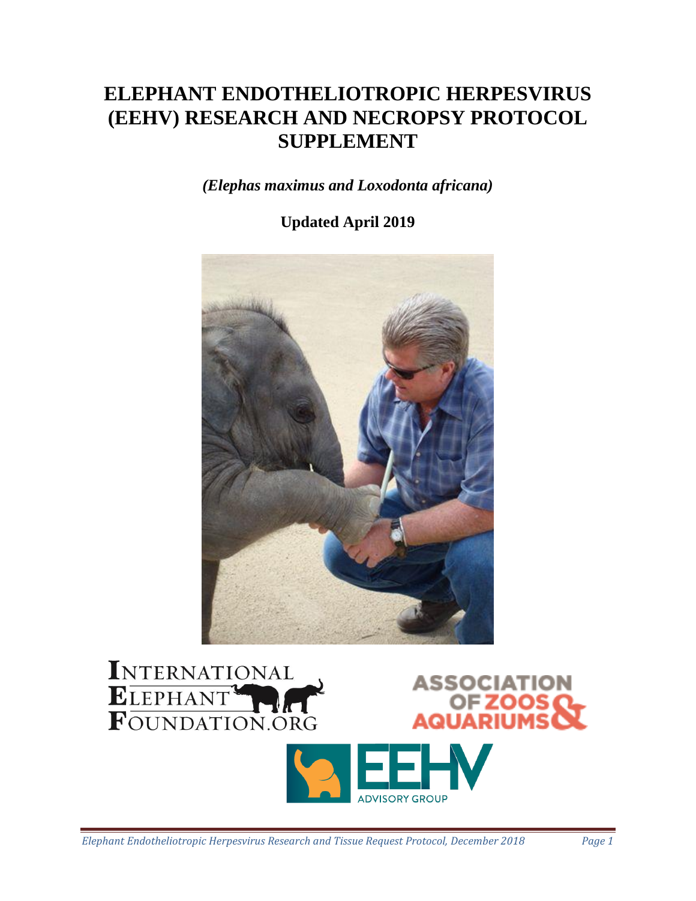# ELEPHANT ENDOTHELIOTROPIC HERPESVIRUS (EEHV) RESEARCH AND NECROPSY PROTOCOL SUPPLEMENT

***(Elephas maximus and Loxodonta africana)***

**Updated April 2019**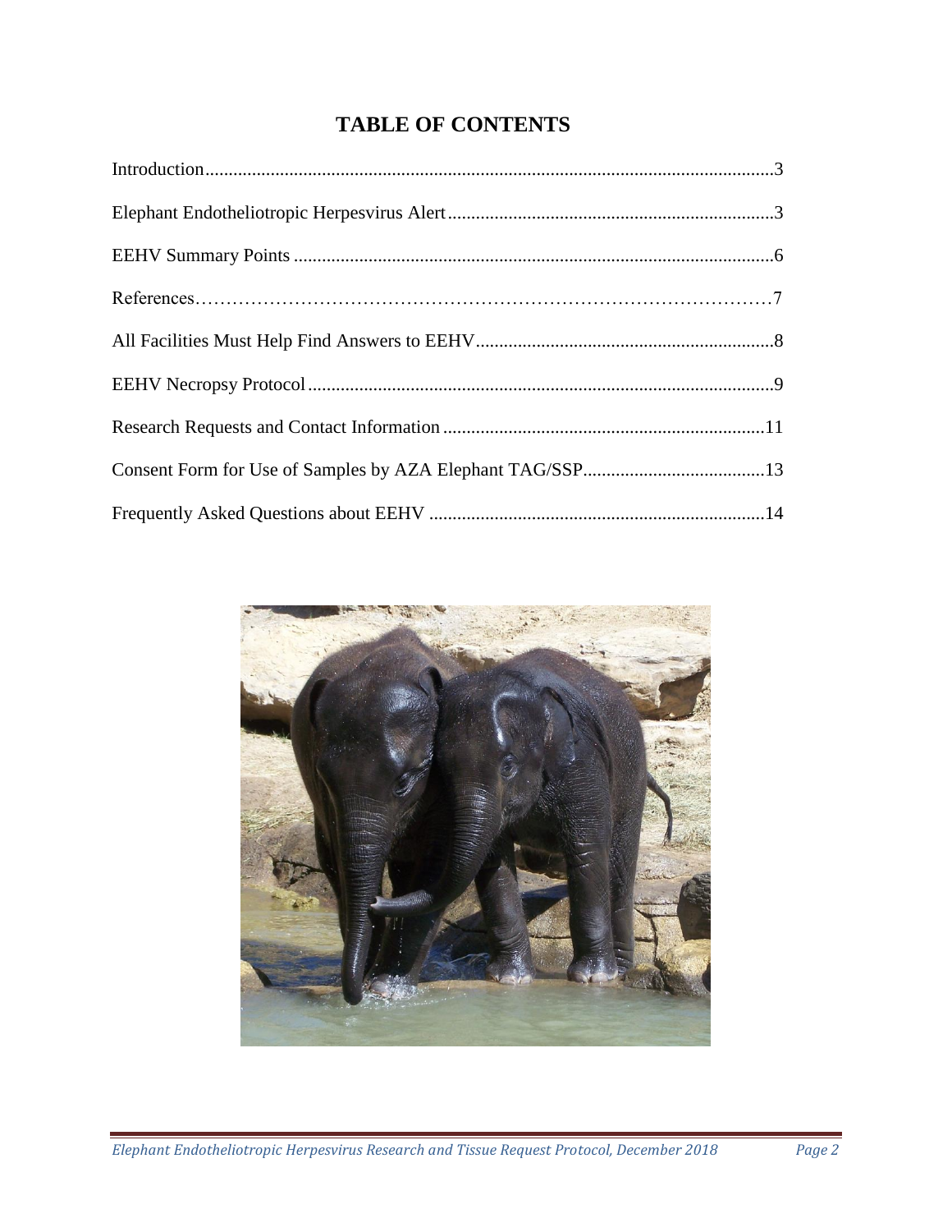# TABLE OF CONTENTS

Introduction.....3

Elephant Endotheliotropic Herpesvirus Alert.....3

EEHV Summary Points.....6

References.....7

All Facilities Must Help Find Answers to EEHV.....8

EEHV Necropsy Protocol.....9

Research Requests and Contact Information.....11

Consent Form for Use of Samples by AZA Elephant TAG/SSP.....13

Frequently Asked Questions about EEHV.....14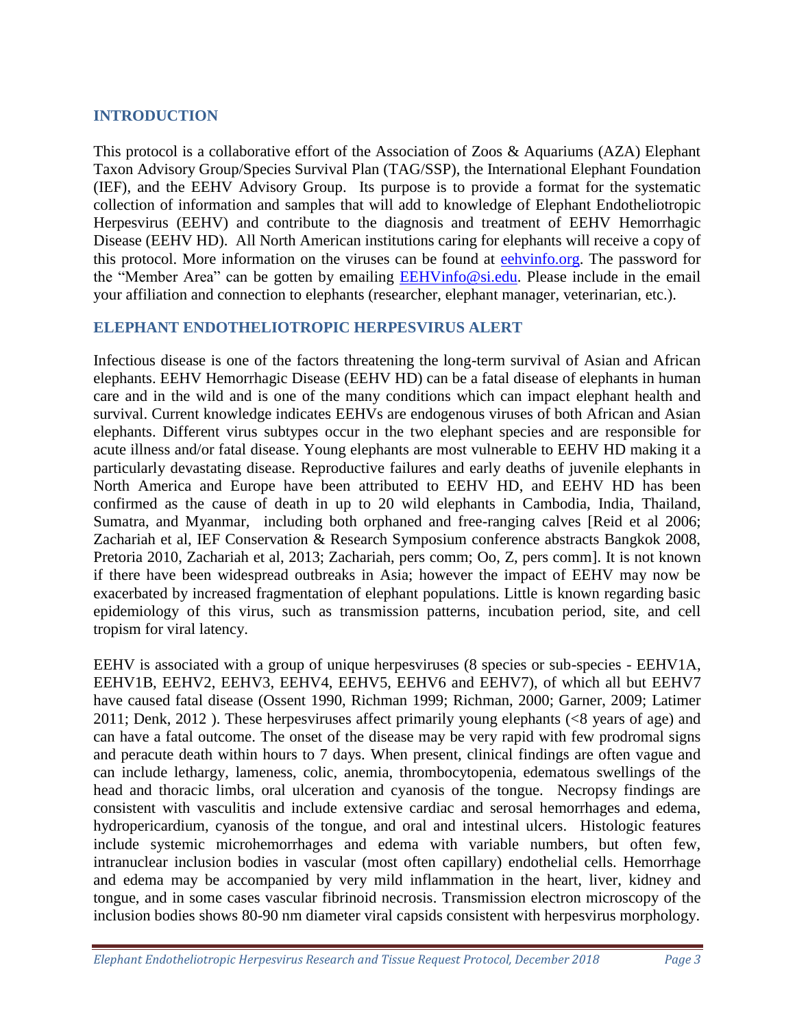## INTRODUCTION

This protocol is a collaborative effort of the Association of Zoos & Aquariums (AZA) Elephant Taxon Advisory Group/Species Survival Plan (TAG/SSP), the International Elephant Foundation (IEF), and the EEHV Advisory Group. Its purpose is to provide a format for the systematic collection of information and samples that will add to knowledge of Elephant Endotheliotropic Herpesvirus (EEHV) and contribute to the diagnosis and treatment of EEHV Hemorrhagic Disease (EEHV HD). All North American institutions caring for elephants will receive a copy of this protocol. More information on the viruses can be found at [eehvinfo.org](eehvinfo.org). The password for the "Member Area" can be gotten by emailing [EEHVinfo@si.edu](mailto:EEHVinfo@si.edu). Please include in the email your affiliation and connection to elephants (researcher, elephant manager, veterinarian, etc.).

## ELEPHANT ENDOTHELIOTROPIC HERPESVIRUS ALERT

Infectious disease is one of the factors threatening the long-term survival of Asian and African elephants. EEHV Hemorrhagic Disease (EEHV HD) can be a fatal disease of elephants in human care and in the wild and is one of the many conditions which can impact elephant health and survival. Current knowledge indicates EEHVs are endogenous viruses of both African and Asian elephants. Different virus subtypes occur in the two elephant species and are responsible for acute illness and/or fatal disease. Young elephants are most vulnerable to EEHV HD making it a particularly devastating disease. Reproductive failures and early deaths of juvenile elephants in North America and Europe have been attributed to EEHV HD, and EEHV HD has been confirmed as the cause of death in up to 20 wild elephants in Cambodia, India, Thailand, Sumatra, and Myanmar, including both orphaned and free-ranging calves [Reid et al 2006; Zachariah et al, IEF Conservation & Research Symposium conference abstracts Bangkok 2008, Pretoria 2010, Zachariah et al, 2013; Zachariah, pers comm; Oo, Z, pers comm]. It is not known if there have been widespread outbreaks in Asia; however the impact of EEHV may now be exacerbated by increased fragmentation of elephant populations. Little is known regarding basic epidemiology of this virus, such as transmission patterns, incubation period, site, and cell tropism for viral latency.

EEHV is associated with a group of unique herpesviruses (8 species or sub-species - EEHV1A, EEHV1B, EEHV2, EEHV3, EEHV4, EEHV5, EEHV6 and EEHV7), of which all but EEHV7 have caused fatal disease (Ossent 1990, Richman 1999; Richman, 2000; Garner, 2009; Latimer 2011; Denk, 2012 ). These herpesviruses affect primarily young elephants (<8 years of age) and can have a fatal outcome. The onset of the disease may be very rapid with few prodromal signs and peracute death within hours to 7 days. When present, clinical findings are often vague and can include lethargy, lameness, colic, anemia, thrombocytopenia, edematous swellings of the head and thoracic limbs, oral ulceration and cyanosis of the tongue. Necropsy findings are consistent with vasculitis and include extensive cardiac and serosal hemorrhages and edema, hydropericardium, cyanosis of the tongue, and oral and intestinal ulcers. Histologic features include systemic microhemorrhages and edema with variable numbers, but often few, intranuclear inclusion bodies in vascular (most often capillary) endothelial cells. Hemorrhage and edema may be accompanied by very mild inflammation in the heart, liver, kidney and tongue, and in some cases vascular fibrinoid necrosis. Transmission electron microscopy of the inclusion bodies shows 80-90 nm diameter viral capsids consistent with herpesvirus morphology.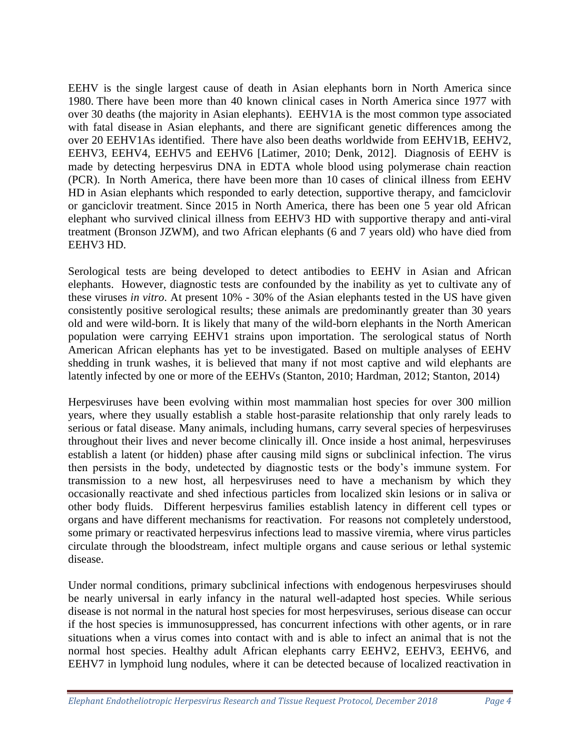EEHV is the single largest cause of death in Asian elephants born in North America since 1980. There have been more than 40 known clinical cases in North America since 1977 with over 30 deaths (the majority in Asian elephants). EEHV1A is the most common type associated with fatal disease in Asian elephants, and there are significant genetic differences among the over 20 EEHV1As identified. There have also been deaths worldwide from EEHV1B, EEHV2, EEHV3, EEHV4, EEHV5 and EEHV6 [Latimer, 2010; Denk, 2012]. Diagnosis of EEHV is made by detecting herpesvirus DNA in EDTA whole blood using polymerase chain reaction (PCR). In North America, there have been more than 10 cases of clinical illness from EEHV HD in Asian elephants which responded to early detection, supportive therapy, and famciclovir or ganciclovir treatment. Since 2015 in North America, there has been one 5 year old African elephant who survived clinical illness from EEHV3 HD with supportive therapy and anti-viral treatment (Bronson JZWM), and two African elephants (6 and 7 years old) who have died from EEHV3 HD.

Serological tests are being developed to detect antibodies to EEHV in Asian and African elephants. However, diagnostic tests are confounded by the inability as yet to cultivate any of these viruses *in vitro*. At present 10% - 30% of the Asian elephants tested in the US have given consistently positive serological results; these animals are predominantly greater than 30 years old and were wild-born. It is likely that many of the wild-born elephants in the North American population were carrying EEHV1 strains upon importation. The serological status of North American African elephants has yet to be investigated. Based on multiple analyses of EEHV shedding in trunk washes, it is believed that many if not most captive and wild elephants are latently infected by one or more of the EEHVs (Stanton, 2010; Hardman, 2012; Stanton, 2014)

Herpesviruses have been evolving within most mammalian host species for over 300 million years, where they usually establish a stable host-parasite relationship that only rarely leads to serious or fatal disease. Many animals, including humans, carry several species of herpesviruses throughout their lives and never become clinically ill. Once inside a host animal, herpesviruses establish a latent (or hidden) phase after causing mild signs or subclinical infection. The virus then persists in the body, undetected by diagnostic tests or the body's immune system. For transmission to a new host, all herpesviruses need to have a mechanism by which they occasionally reactivate and shed infectious particles from localized skin lesions or in saliva or other body fluids. Different herpesvirus families establish latency in different cell types or organs and have different mechanisms for reactivation. For reasons not completely understood, some primary or reactivated herpesvirus infections lead to massive viremia, where virus particles circulate through the bloodstream, infect multiple organs and cause serious or lethal systemic disease.

Under normal conditions, primary subclinical infections with endogenous herpesviruses should be nearly universal in early infancy in the natural well-adapted host species. While serious disease is not normal in the natural host species for most herpesviruses, serious disease can occur if the host species is immunosuppressed, has concurrent infections with other agents, or in rare situations when a virus comes into contact with and is able to infect an animal that is not the normal host species. Healthy adult African elephants carry EEHV2, EEHV3, EEHV6, and EEHV7 in lymphoid lung nodules, where it can be detected because of localized reactivation in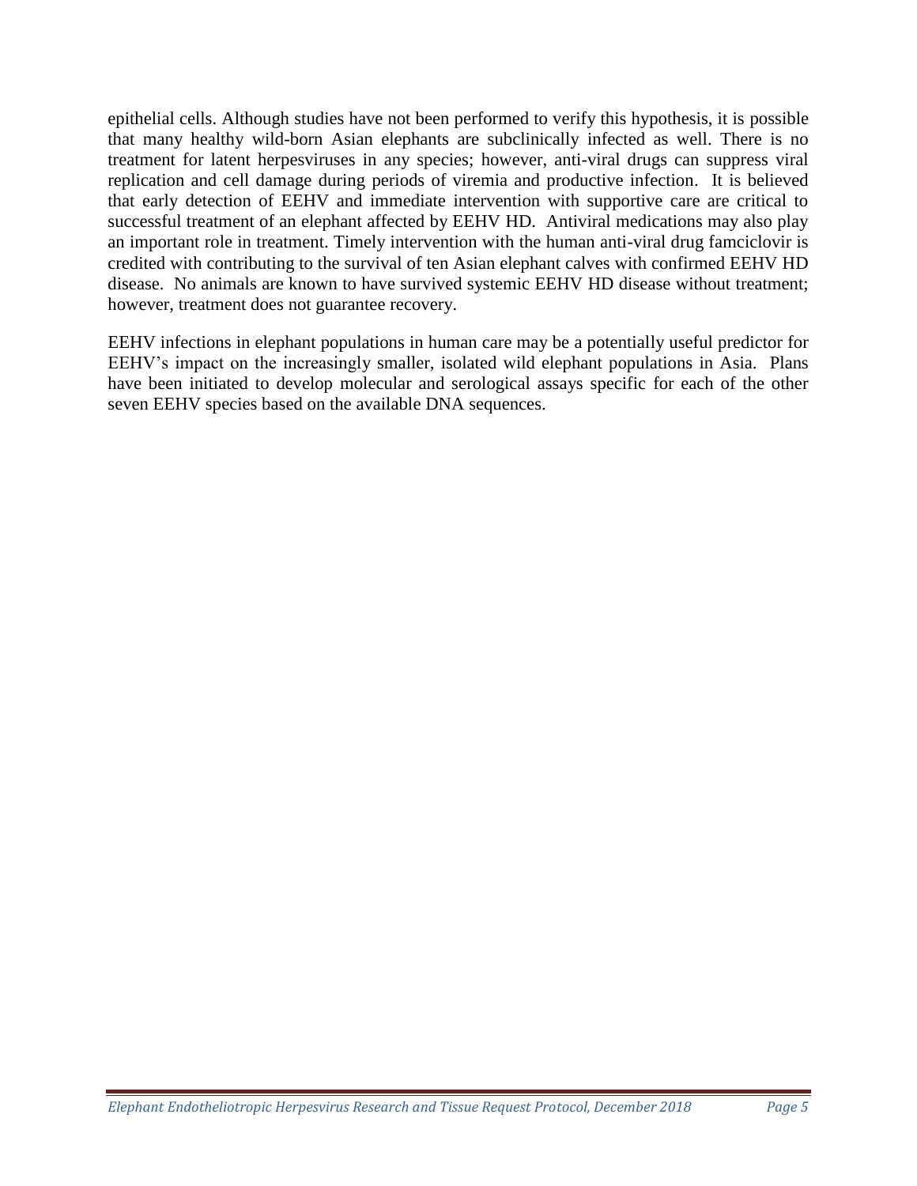epithelial cells. Although studies have not been performed to verify this hypothesis, it is possible that many healthy wild-born Asian elephants are subclinically infected as well. There is no treatment for latent herpesviruses in any species; however, anti-viral drugs can suppress viral replication and cell damage during periods of viremia and productive infection. It is believed that early detection of EEHV and immediate intervention with supportive care are critical to successful treatment of an elephant affected by EEHV HD. Antiviral medications may also play an important role in treatment. Timely intervention with the human anti-viral drug famciclovir is credited with contributing to the survival of ten Asian elephant calves with confirmed EEHV HD disease. No animals are known to have survived systemic EEHV HD disease without treatment; however, treatment does not guarantee recovery.

EEHV infections in elephant populations in human care may be a potentially useful predictor for EEHV's impact on the increasingly smaller, isolated wild elephant populations in Asia. Plans have been initiated to develop molecular and serological assays specific for each of the other seven EEHV species based on the available DNA sequences.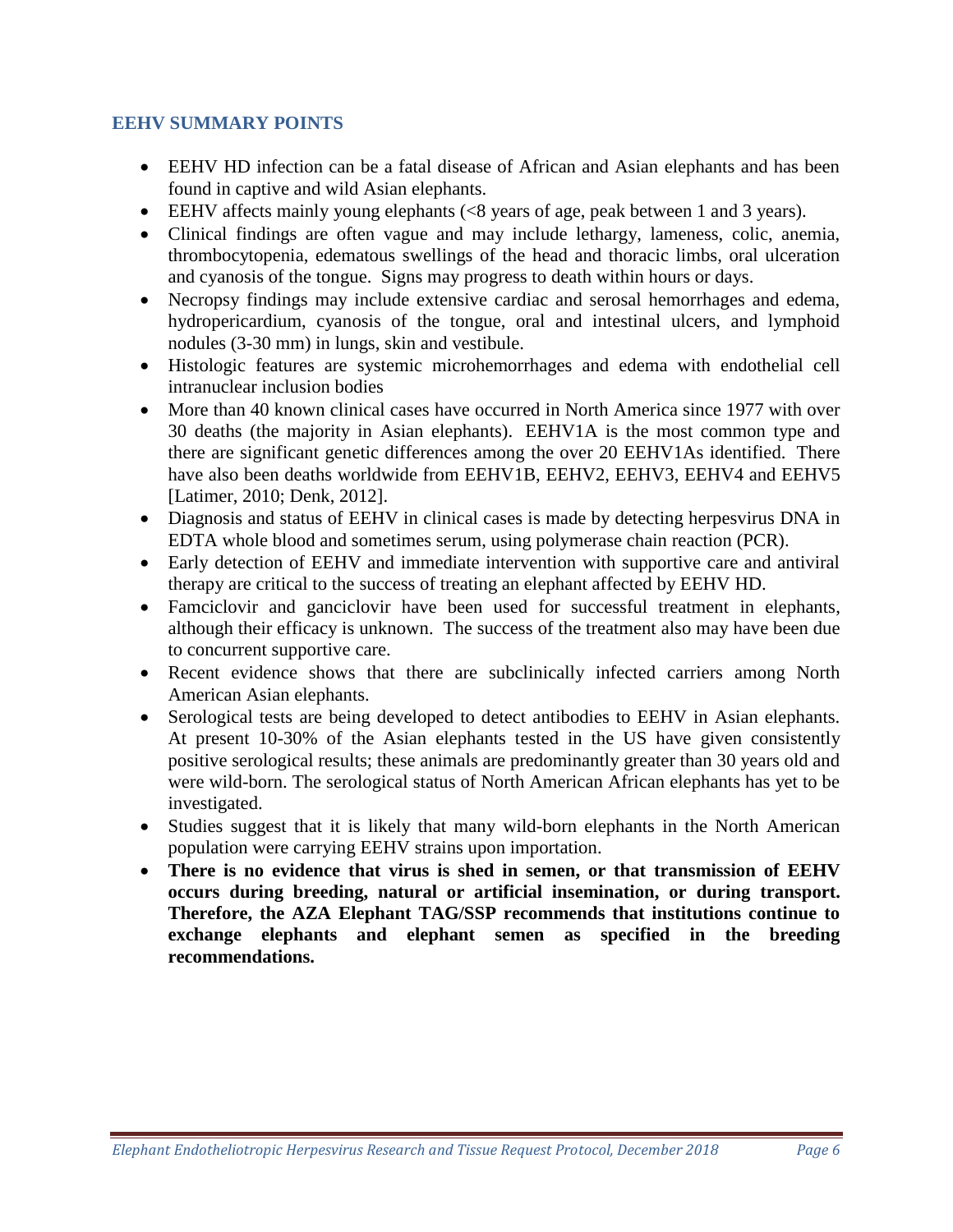## EEHV SUMMARY POINTS

- EEHV HD infection can be a fatal disease of African and Asian elephants and has been found in captive and wild Asian elephants.
- EEHV affects mainly young elephants (<8 years of age, peak between 1 and 3 years).
- Clinical findings are often vague and may include lethargy, lameness, colic, anemia, thrombocytopenia, edematous swellings of the head and thoracic limbs, oral ulceration and cyanosis of the tongue. Signs may progress to death within hours or days.
- Necropsy findings may include extensive cardiac and serosal hemorrhages and edema, hydropericardium, cyanosis of the tongue, oral and intestinal ulcers, and lymphoid nodules (3-30 mm) in lungs, skin and vestibule.
- Histologic features are systemic microhemorrhages and edema with endothelial cell intranuclear inclusion bodies
- More than 40 known clinical cases have occurred in North America since 1977 with over 30 deaths (the majority in Asian elephants). EEHV1A is the most common type and there are significant genetic differences among the over 20 EEHV1As identified. There have also been deaths worldwide from EEHV1B, EEHV2, EEHV3, EEHV4 and EEHV5 [Latimer, 2010; Denk, 2012].
- Diagnosis and status of EEHV in clinical cases is made by detecting herpesvirus DNA in EDTA whole blood and sometimes serum, using polymerase chain reaction (PCR).
- Early detection of EEHV and immediate intervention with supportive care and antiviral therapy are critical to the success of treating an elephant affected by EEHV HD.
- Famciclovir and ganciclovir have been used for successful treatment in elephants, although their efficacy is unknown. The success of the treatment also may have been due to concurrent supportive care.
- Recent evidence shows that there are subclinically infected carriers among North American Asian elephants.
- Serological tests are being developed to detect antibodies to EEHV in Asian elephants. At present 10-30% of the Asian elephants tested in the US have given consistently positive serological results; these animals are predominantly greater than 30 years old and were wild-born. The serological status of North American African elephants has yet to be investigated.
- Studies suggest that it is likely that many wild-born elephants in the North American population were carrying EEHV strains upon importation.
- **There is no evidence that virus is shed in semen, or that transmission of EEHV occurs during breeding, natural or artificial insemination, or during transport. Therefore, the AZA Elephant TAG/SSP recommends that institutions continue to exchange elephants and elephant semen as specified in the breeding recommendations.**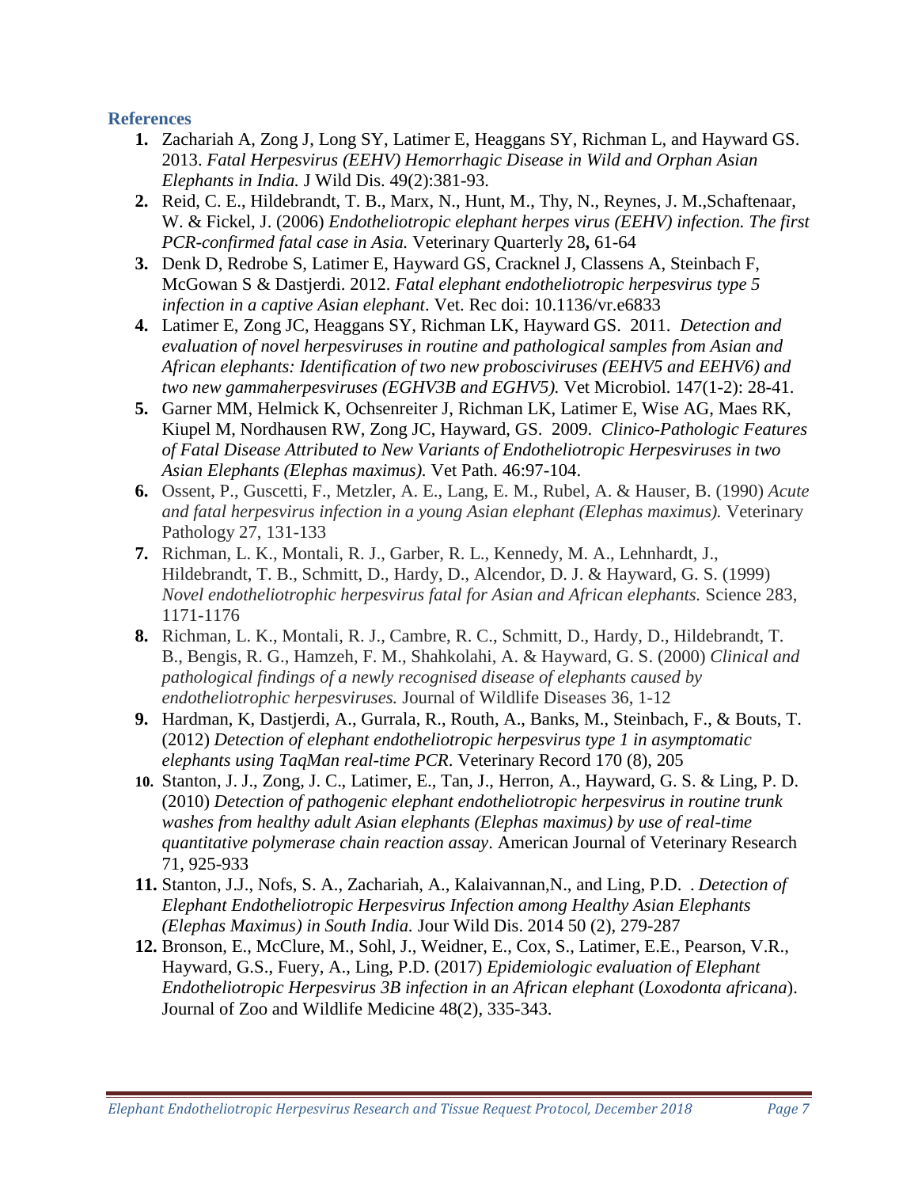## References

1. Zachariah A, Zong J, Long SY, Latimer E, Heaggans SY, Richman L, and Hayward GS. 2013. *Fatal Herpesvirus (EEHV) Hemorrhagic Disease in Wild and Orphan Asian Elephants in India.* J Wild Dis. 49(2):381-93.
2. Reid, C. E., Hildebrandt, T. B., Marx, N., Hunt, M., Thy, N., Reynes, J. M.,Schaftenaar, W. & Fickel, J. (2006) *Endotheliotropic elephant herpes virus (EEHV) infection. The first PCR-confirmed fatal case in Asia.* Veterinary Quarterly 28**,** 61-64
3. Denk D, Redrobe S, Latimer E, Hayward GS, Cracknel J, Classens A, Steinbach F, McGowan S & Dastjerdi. 2012. *Fatal elephant endotheliotropic herpesvirus type 5 infection in a captive Asian elephant*. Vet. Rec doi: 10.1136/vr.e6833
4. Latimer E, Zong JC, Heaggans SY, Richman LK, Hayward GS. 2011. *Detection and evaluation of novel herpesviruses in routine and pathological samples from Asian and African elephants: Identification of two new probosciviruses (EEHV5 and EEHV6) and two new gammaherpesviruses (EGHV3B and EGHV5).* Vet Microbiol. 147(1-2): 28-41.
5. Garner MM, Helmick K, Ochsenreiter J, Richman LK, Latimer E, Wise AG, Maes RK, Kiupel M, Nordhausen RW, Zong JC, Hayward, GS. 2009. *Clinico-Pathologic Features of Fatal Disease Attributed to New Variants of Endotheliotropic Herpesviruses in two Asian Elephants (Elephas maximus).* Vet Path. 46:97-104.
6. Ossent, P., Guscetti, F., Metzler, A. E., Lang, E. M., Rubel, A. & Hauser, B. (1990) *Acute and fatal herpesvirus infection in a young Asian elephant (Elephas maximus).* Veterinary Pathology 27, 131-133
7. Richman, L. K., Montali, R. J., Garber, R. L., Kennedy, M. A., Lehnhardt, J., Hildebrandt, T. B., Schmitt, D., Hardy, D., Alcendor, D. J. & Hayward, G. S. (1999) *Novel endotheliotrophic herpesvirus fatal for Asian and African elephants.* Science 283, 1171-1176
8. Richman, L. K., Montali, R. J., Cambre, R. C., Schmitt, D., Hardy, D., Hildebrandt, T. B., Bengis, R. G., Hamzeh, F. M., Shahkolahi, A. & Hayward, G. S. (2000) *Clinical and pathological findings of a newly recognised disease of elephants caused by endotheliotrophic herpesviruses.* Journal of Wildlife Diseases 36, 1-12
9. Hardman, K, Dastjerdi, A., Gurrala, R., Routh, A., Banks, M., Steinbach, F., & Bouts, T. (2012) *Detection of elephant endotheliotropic herpesvirus type 1 in asymptomatic elephants using TaqMan real-time PCR*. Veterinary Record 170 (8), 205
10. Stanton, J. J., Zong, J. C., Latimer, E., Tan, J., Herron, A., Hayward, G. S. & Ling, P. D. (2010) *Detection of pathogenic elephant endotheliotropic herpesvirus in routine trunk washes from healthy adult Asian elephants (Elephas maximus) by use of real-time quantitative polymerase chain reaction assay*. American Journal of Veterinary Research 71, 925-933
11. Stanton, J.J., Nofs, S. A., Zachariah, A., Kalaivannan,N., and Ling, P.D. . *Detection of Elephant Endotheliotropic Herpesvirus Infection among Healthy Asian Elephants (Elephas Maximus) in South India.* Jour Wild Dis. 2014 50 (2), 279-287
12. Bronson, E., McClure, M., Sohl, J., Weidner, E., Cox, S., Latimer, E.E., Pearson, V.R., Hayward, G.S., Fuery, A., Ling, P.D. (2017) *Epidemiologic evaluation of Elephant Endotheliotropic Herpesvirus 3B infection in an African elephant* (*Loxodonta africana*). Journal of Zoo and Wildlife Medicine 48(2), 335-343.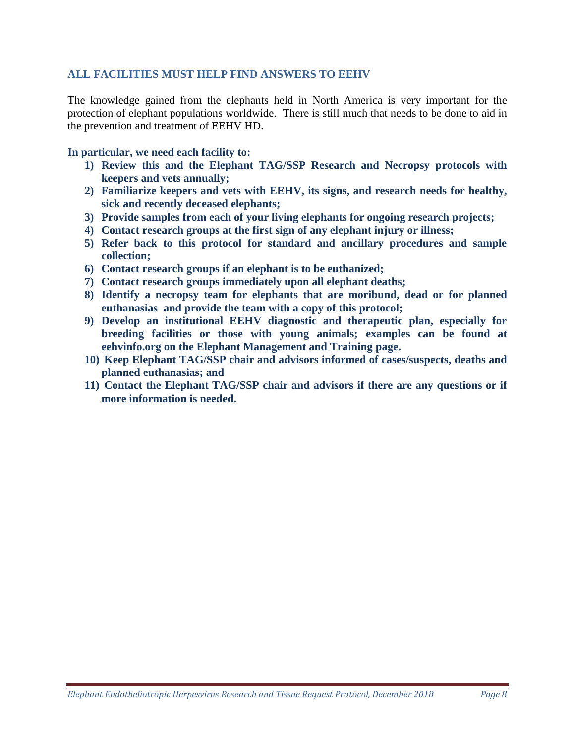## ALL FACILITIES MUST HELP FIND ANSWERS TO EEHV

The knowledge gained from the elephants held in North America is very important for the protection of elephant populations worldwide. There is still much that needs to be done to aid in the prevention and treatment of EEHV HD.

**In particular, we need each facility to:**

1) **Review this and the Elephant TAG/SSP Research and Necropsy protocols with keepers and vets annually;**
2) **Familiarize keepers and vets with EEHV, its signs, and research needs for healthy, sick and recently deceased elephants;**
3) **Provide samples from each of your living elephants for ongoing research projects;**
4) **Contact research groups at the first sign of any elephant injury or illness;**
5) **Refer back to this protocol for standard and ancillary procedures and sample collection;**
6) **Contact research groups if an elephant is to be euthanized;**
7) **Contact research groups immediately upon all elephant deaths;**
8) **Identify a necropsy team for elephants that are moribund, dead or for planned euthanasias and provide the team with a copy of this protocol;**
9) **Develop an institutional EEHV diagnostic and therapeutic plan, especially for breeding facilities or those with young animals; examples can be found at eehvinfo.org on the Elephant Management and Training page.**
10) **Keep Elephant TAG/SSP chair and advisors informed of cases/suspects, deaths and planned euthanasias; and**
11) **Contact the Elephant TAG/SSP chair and advisors if there are any questions or if more information is needed.**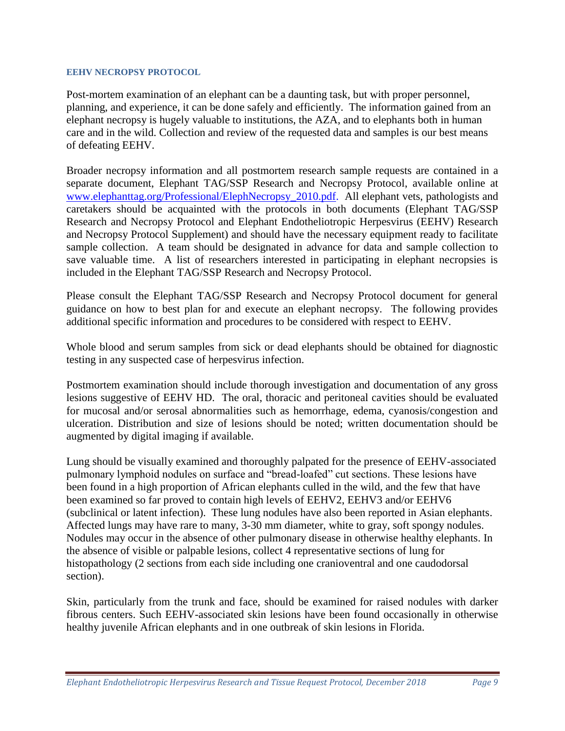## EEHV NECROPSY PROTOCOL

Post-mortem examination of an elephant can be a daunting task, but with proper personnel, planning, and experience, it can be done safely and efficiently. The information gained from an elephant necropsy is hugely valuable to institutions, the AZA, and to elephants both in human care and in the wild. Collection and review of the requested data and samples is our best means of defeating EEHV.

Broader necropsy information and all postmortem research sample requests are contained in a separate document, Elephant TAG/SSP Research and Necropsy Protocol, available online at [www.elephanttag.org/Professional/ElephNecropsy_2010.pdf](www.elephanttag.org/Professional/ElephNecropsy_2010.pdf). All elephant vets, pathologists and caretakers should be acquainted with the protocols in both documents (Elephant TAG/SSP Research and Necropsy Protocol and Elephant Endotheliotropic Herpesvirus (EEHV) Research and Necropsy Protocol Supplement) and should have the necessary equipment ready to facilitate sample collection. A team should be designated in advance for data and sample collection to save valuable time. A list of researchers interested in participating in elephant necropsies is included in the Elephant TAG/SSP Research and Necropsy Protocol.

Please consult the Elephant TAG/SSP Research and Necropsy Protocol document for general guidance on how to best plan for and execute an elephant necropsy. The following provides additional specific information and procedures to be considered with respect to EEHV.

Whole blood and serum samples from sick or dead elephants should be obtained for diagnostic testing in any suspected case of herpesvirus infection.

Postmortem examination should include thorough investigation and documentation of any gross lesions suggestive of EEHV HD. The oral, thoracic and peritoneal cavities should be evaluated for mucosal and/or serosal abnormalities such as hemorrhage, edema, cyanosis/congestion and ulceration. Distribution and size of lesions should be noted; written documentation should be augmented by digital imaging if available.

Lung should be visually examined and thoroughly palpated for the presence of EEHV-associated pulmonary lymphoid nodules on surface and "bread-loafed" cut sections. These lesions have been found in a high proportion of African elephants culled in the wild, and the few that have been examined so far proved to contain high levels of EEHV2, EEHV3 and/or EEHV6 (subclinical or latent infection). These lung nodules have also been reported in Asian elephants. Affected lungs may have rare to many, 3-30 mm diameter, white to gray, soft spongy nodules. Nodules may occur in the absence of other pulmonary disease in otherwise healthy elephants. In the absence of visible or palpable lesions, collect 4 representative sections of lung for histopathology (2 sections from each side including one cranioventral and one caudodorsal section).

Skin, particularly from the trunk and face, should be examined for raised nodules with darker fibrous centers. Such EEHV-associated skin lesions have been found occasionally in otherwise healthy juvenile African elephants and in one outbreak of skin lesions in Florida.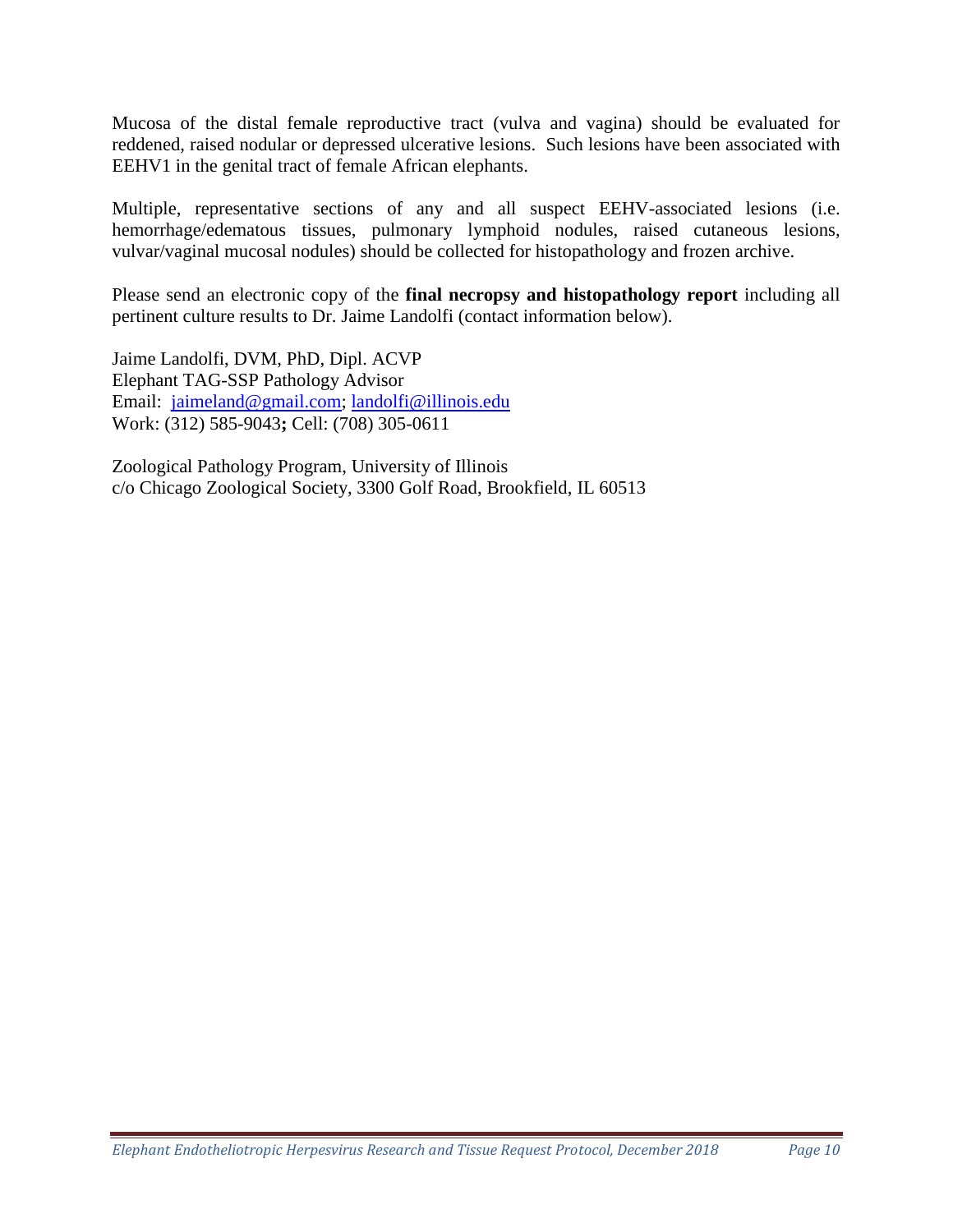Mucosa of the distal female reproductive tract (vulva and vagina) should be evaluated for reddened, raised nodular or depressed ulcerative lesions. Such lesions have been associated with EEHV1 in the genital tract of female African elephants.

Multiple, representative sections of any and all suspect EEHV-associated lesions (i.e. hemorrhage/edematous tissues, pulmonary lymphoid nodules, raised cutaneous lesions, vulvar/vaginal mucosal nodules) should be collected for histopathology and frozen archive.

Please send an electronic copy of the **final necropsy and histopathology report** including all pertinent culture results to Dr. Jaime Landolfi (contact information below).

Jaime Landolfi, DVM, PhD, Dipl. ACVP
Elephant TAG-SSP Pathology Advisor
Email: jaimeland@gmail.com; landolfi@illinois.edu
Work: (312) 585-9043**;** Cell: (708) 305-0611

Zoological Pathology Program, University of Illinois
c/o Chicago Zoological Society, 3300 Golf Road, Brookfield, IL 60513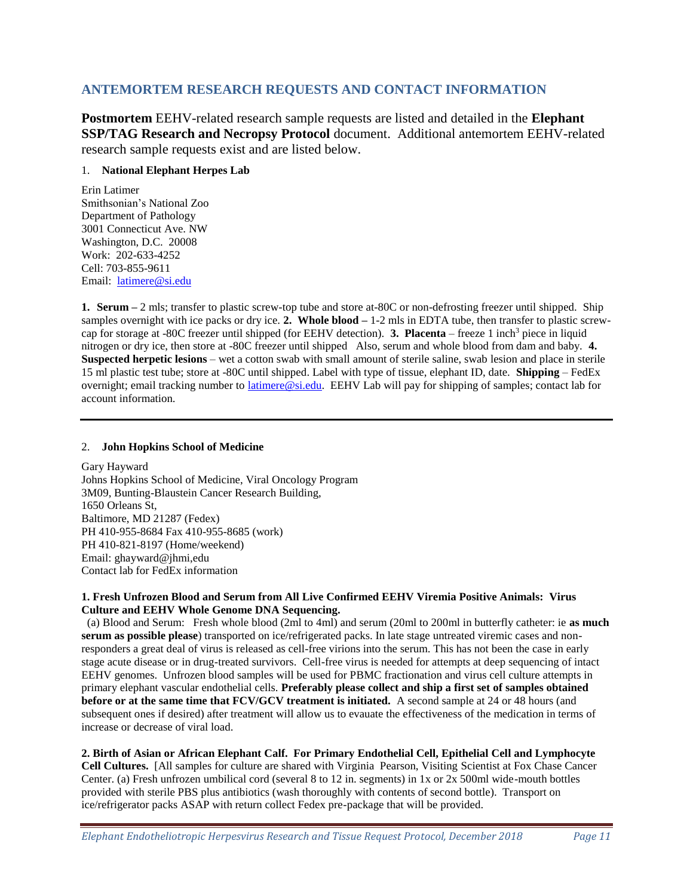## ANTEMORTEM RESEARCH REQUESTS AND CONTACT INFORMATION

**Postmortem** EEHV-related research sample requests are listed and detailed in the **Elephant SSP/TAG Research and Necropsy Protocol** document. Additional antemortem EEHV-related research sample requests exist and are listed below.

1. **National Elephant Herpes Lab**

Erin Latimer
Smithsonian's National Zoo
Department of Pathology
3001 Connecticut Ave. NW
Washington, D.C. 20008
Work: 202-633-4252
Cell: 703-855-9611
Email: latimere@si.edu

**1. Serum –** 2 mls; transfer to plastic screw-top tube and store at-80C or non-defrosting freezer until shipped. Ship samples overnight with ice packs or dry ice. **2. Whole blood –** 1-2 mls in EDTA tube, then transfer to plastic screw-cap for storage at -80C freezer until shipped (for EEHV detection). **3. Placenta** – freeze 1 inch$^3$ piece in liquid nitrogen or dry ice, then store at -80C freezer until shipped Also, serum and whole blood from dam and baby. **4. Suspected herpetic lesions** – wet a cotton swab with small amount of sterile saline, swab lesion and place in sterile 15 ml plastic test tube; store at -80C until shipped. Label with type of tissue, elephant ID, date. **Shipping** – FedEx overnight; email tracking number to latimere@si.edu. EEHV Lab will pay for shipping of samples; contact lab for account information.

---

2. **John Hopkins School of Medicine**

Gary Hayward
Johns Hopkins School of Medicine, Viral Oncology Program
3M09, Bunting-Blaustein Cancer Research Building,
1650 Orleans St,
Baltimore, MD 21287 (Fedex)
PH 410-955-8684 Fax 410-955-8685 (work)
PH 410-821-8197 (Home/weekend)
Email: ghayward@jhmi,edu
Contact lab for FedEx information

**1. Fresh Unfrozen Blood and Serum from All Live Confirmed EEHV Viremia Positive Animals: Virus Culture and EEHV Whole Genome DNA Sequencing.**

(a) Blood and Serum: Fresh whole blood (2ml to 4ml) and serum (20ml to 200ml in butterfly catheter: ie **as much serum as possible please**) transported on ice/refrigerated packs. In late stage untreated viremic cases and non-responders a great deal of virus is released as cell-free virions into the serum. This has not been the case in early stage acute disease or in drug-treated survivors. Cell-free virus is needed for attempts at deep sequencing of intact EEHV genomes. Unfrozen blood samples will be used for PBMC fractionation and virus cell culture attempts in primary elephant vascular endothelial cells. **Preferably please collect and ship a first set of samples obtained before or at the same time that FCV/GCV treatment is initiated.** A second sample at 24 or 48 hours (and subsequent ones if desired) after treatment will allow us to evauate the effectiveness of the medication in terms of increase or decrease of viral load.

**2. Birth of Asian or African Elephant Calf. For Primary Endothelial Cell, Epithelial Cell and Lymphocyte Cell Cultures.** [All samples for culture are shared with Virginia Pearson, Visiting Scientist at Fox Chase Cancer Center. (a) Fresh unfrozen umbilical cord (several 8 to 12 in. segments) in 1x or 2x 500ml wide-mouth bottles provided with sterile PBS plus antibiotics (wash thoroughly with contents of second bottle). Transport on ice/refrigerator packs ASAP with return collect Fedex pre-package that will be provided.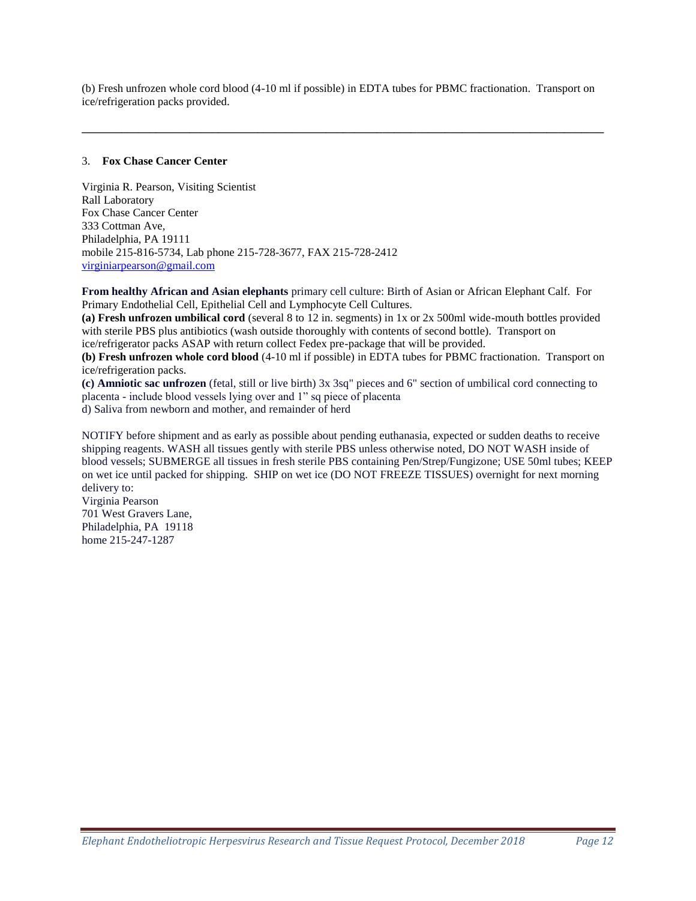(b) Fresh unfrozen whole cord blood (4-10 ml if possible) in EDTA tubes for PBMC fractionation. Transport on ice/refrigeration packs provided.

---

3. **Fox Chase Cancer Center**

Virginia R. Pearson, Visiting Scientist
Rall Laboratory
Fox Chase Cancer Center
333 Cottman Ave,
Philadelphia, PA 19111
mobile 215-816-5734, Lab phone 215-728-3677, FAX 215-728-2412
virginiarpearson@gmail.com

**From healthy African and Asian elephants** primary cell culture: Birth of Asian or African Elephant Calf. For Primary Endothelial Cell, Epithelial Cell and Lymphocyte Cell Cultures.
**(a) Fresh unfrozen umbilical cord** (several 8 to 12 in. segments) in 1x or 2x 500ml wide-mouth bottles provided with sterile PBS plus antibiotics (wash outside thoroughly with contents of second bottle). Transport on ice/refrigerator packs ASAP with return collect Fedex pre-package that will be provided.
**(b) Fresh unfrozen whole cord blood** (4-10 ml if possible) in EDTA tubes for PBMC fractionation. Transport on ice/refrigeration packs.
**(c) Amniotic sac unfrozen** (fetal, still or live birth) 3x 3sq" pieces and 6" section of umbilical cord connecting to placenta - include blood vessels lying over and 1" sq piece of placenta
d) Saliva from newborn and mother, and remainder of herd

NOTIFY before shipment and as early as possible about pending euthanasia, expected or sudden deaths to receive shipping reagents. WASH all tissues gently with sterile PBS unless otherwise noted, DO NOT WASH inside of blood vessels; SUBMERGE all tissues in fresh sterile PBS containing Pen/Strep/Fungizone; USE 50ml tubes; KEEP on wet ice until packed for shipping. SHIP on wet ice (DO NOT FREEZE TISSUES) overnight for next morning delivery to:
Virginia Pearson
701 West Gravers Lane,
Philadelphia, PA 19118
home 215-247-1287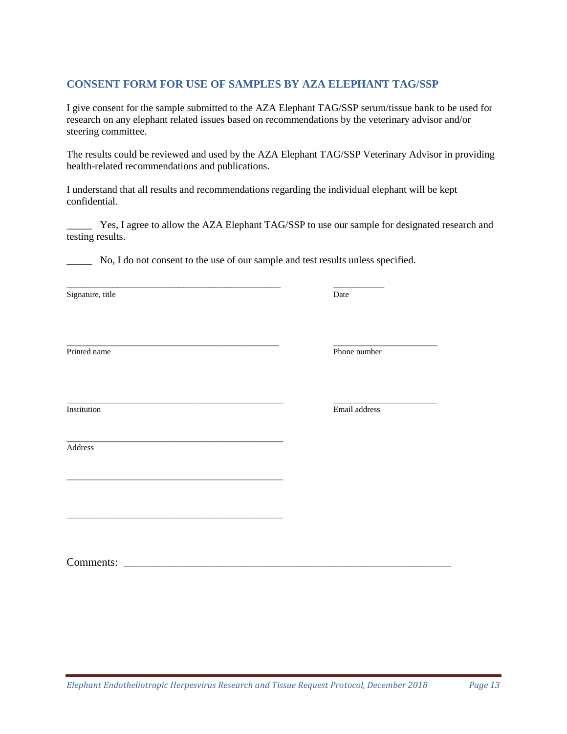## CONSENT FORM FOR USE OF SAMPLES BY AZA ELEPHANT TAG/SSP

I give consent for the sample submitted to the AZA Elephant TAG/SSP serum/tissue bank to be used for research on any elephant related issues based on recommendations by the veterinary advisor and/or steering committee.

The results could be reviewed and used by the AZA Elephant TAG/SSP Veterinary Advisor in providing health-related recommendations and publications.

I understand that all results and recommendations regarding the individual elephant will be kept confidential.

_____ Yes, I agree to allow the AZA Elephant TAG/SSP to use our sample for designated research and testing results.

_____ No, I do not consent to the use of our sample and test results unless specified.

_______________________________________________ ___________
Signature, title Date

_______________________________________________ _______________________
Printed name Phone number

_______________________________________________ _______________________
Institution Email address

_______________________________________________
Address

_______________________________________________

_______________________________________________

Comments: ____________________________________________________________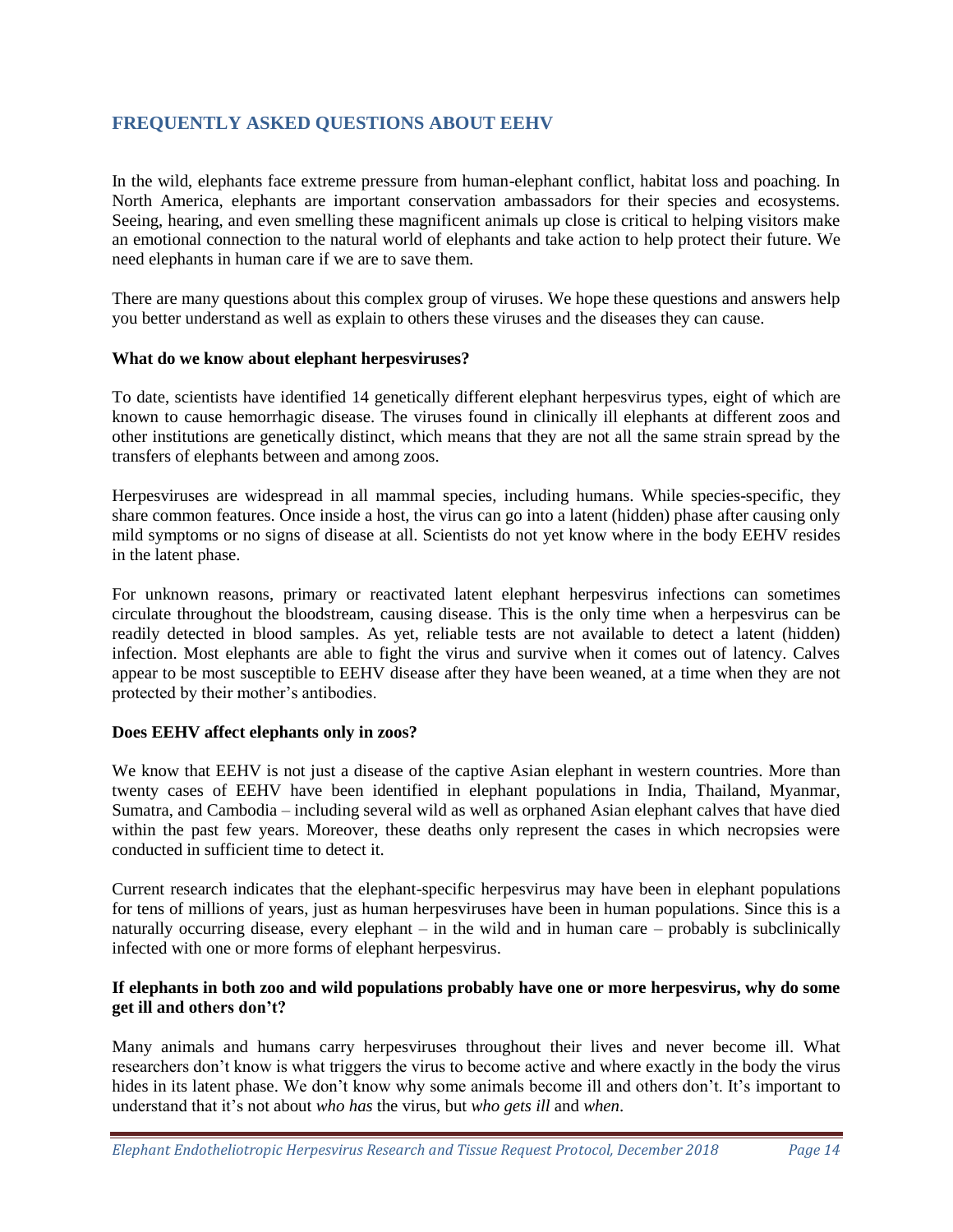## FREQUENTLY ASKED QUESTIONS ABOUT EEHV

In the wild, elephants face extreme pressure from human-elephant conflict, habitat loss and poaching. In North America, elephants are important conservation ambassadors for their species and ecosystems. Seeing, hearing, and even smelling these magnificent animals up close is critical to helping visitors make an emotional connection to the natural world of elephants and take action to help protect their future. We need elephants in human care if we are to save them.

There are many questions about this complex group of viruses. We hope these questions and answers help you better understand as well as explain to others these viruses and the diseases they can cause.

**What do we know about elephant herpesviruses?**

To date, scientists have identified 14 genetically different elephant herpesvirus types, eight of which are known to cause hemorrhagic disease. The viruses found in clinically ill elephants at different zoos and other institutions are genetically distinct, which means that they are not all the same strain spread by the transfers of elephants between and among zoos.

Herpesviruses are widespread in all mammal species, including humans. While species-specific, they share common features. Once inside a host, the virus can go into a latent (hidden) phase after causing only mild symptoms or no signs of disease at all. Scientists do not yet know where in the body EEHV resides in the latent phase.

For unknown reasons, primary or reactivated latent elephant herpesvirus infections can sometimes circulate throughout the bloodstream, causing disease. This is the only time when a herpesvirus can be readily detected in blood samples. As yet, reliable tests are not available to detect a latent (hidden) infection. Most elephants are able to fight the virus and survive when it comes out of latency. Calves appear to be most susceptible to EEHV disease after they have been weaned, at a time when they are not protected by their mother's antibodies.

**Does EEHV affect elephants only in zoos?**

We know that EEHV is not just a disease of the captive Asian elephant in western countries. More than twenty cases of EEHV have been identified in elephant populations in India, Thailand, Myanmar, Sumatra, and Cambodia – including several wild as well as orphaned Asian elephant calves that have died within the past few years. Moreover, these deaths only represent the cases in which necropsies were conducted in sufficient time to detect it.

Current research indicates that the elephant-specific herpesvirus may have been in elephant populations for tens of millions of years, just as human herpesviruses have been in human populations. Since this is a naturally occurring disease, every elephant – in the wild and in human care – probably is subclinically infected with one or more forms of elephant herpesvirus.

**If elephants in both zoo and wild populations probably have one or more herpesvirus, why do some get ill and others don't?**

Many animals and humans carry herpesviruses throughout their lives and never become ill. What researchers don't know is what triggers the virus to become active and where exactly in the body the virus hides in its latent phase. We don't know why some animals become ill and others don't. It's important to understand that it's not about *who has* the virus, but *who gets ill* and *when*.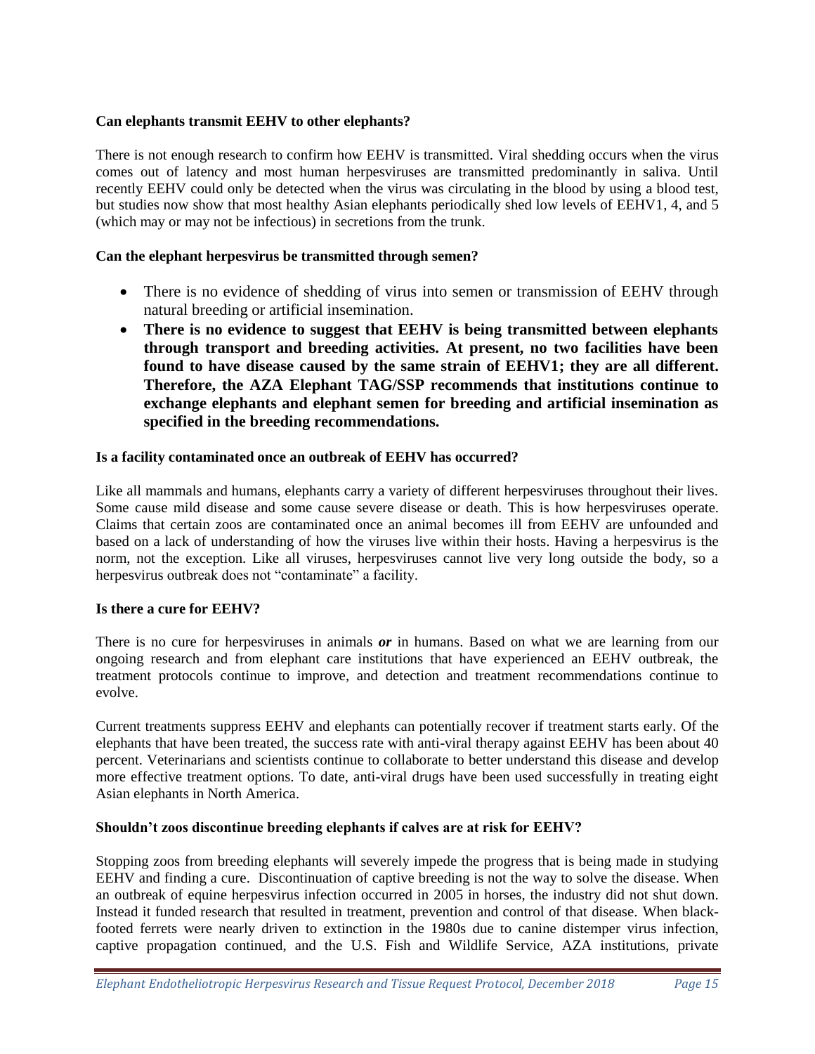**Can elephants transmit EEHV to other elephants?**

There is not enough research to confirm how EEHV is transmitted. Viral shedding occurs when the virus comes out of latency and most human herpesviruses are transmitted predominantly in saliva. Until recently EEHV could only be detected when the virus was circulating in the blood by using a blood test, but studies now show that most healthy Asian elephants periodically shed low levels of EEHV1, 4, and 5 (which may or may not be infectious) in secretions from the trunk.

**Can the elephant herpesvirus be transmitted through semen?**

- There is no evidence of shedding of virus into semen or transmission of EEHV through natural breeding or artificial insemination.
- **There is no evidence to suggest that EEHV is being transmitted between elephants through transport and breeding activities. At present, no two facilities have been found to have disease caused by the same strain of EEHV1; they are all different. Therefore, the AZA Elephant TAG/SSP recommends that institutions continue to exchange elephants and elephant semen for breeding and artificial insemination as specified in the breeding recommendations.**

**Is a facility contaminated once an outbreak of EEHV has occurred?**

Like all mammals and humans, elephants carry a variety of different herpesviruses throughout their lives. Some cause mild disease and some cause severe disease or death. This is how herpesviruses operate. Claims that certain zoos are contaminated once an animal becomes ill from EEHV are unfounded and based on a lack of understanding of how the viruses live within their hosts. Having a herpesvirus is the norm, not the exception. Like all viruses, herpesviruses cannot live very long outside the body, so a herpesvirus outbreak does not "contaminate" a facility.

**Is there a cure for EEHV?**

There is no cure for herpesviruses in animals ***or*** in humans. Based on what we are learning from our ongoing research and from elephant care institutions that have experienced an EEHV outbreak, the treatment protocols continue to improve, and detection and treatment recommendations continue to evolve.

Current treatments suppress EEHV and elephants can potentially recover if treatment starts early. Of the elephants that have been treated, the success rate with anti-viral therapy against EEHV has been about 40 percent. Veterinarians and scientists continue to collaborate to better understand this disease and develop more effective treatment options. To date, anti-viral drugs have been used successfully in treating eight Asian elephants in North America.

**Shouldn't zoos discontinue breeding elephants if calves are at risk for EEHV?**

Stopping zoos from breeding elephants will severely impede the progress that is being made in studying EEHV and finding a cure. Discontinuation of captive breeding is not the way to solve the disease. When an outbreak of equine herpesvirus infection occurred in 2005 in horses, the industry did not shut down. Instead it funded research that resulted in treatment, prevention and control of that disease. When black-footed ferrets were nearly driven to extinction in the 1980s due to canine distemper virus infection, captive propagation continued, and the U.S. Fish and Wildlife Service, AZA institutions, private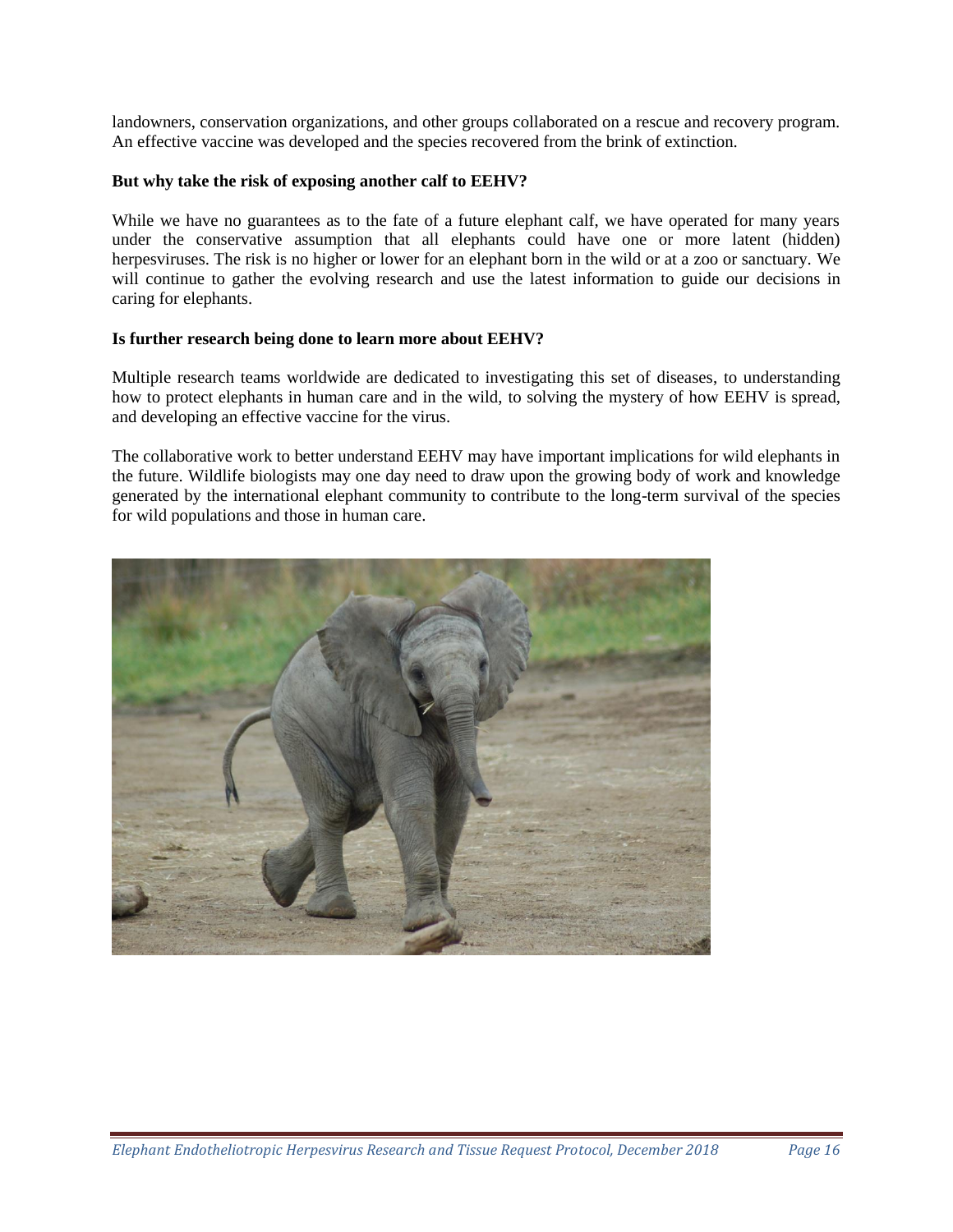landowners, conservation organizations, and other groups collaborated on a rescue and recovery program. An effective vaccine was developed and the species recovered from the brink of extinction.

**But why take the risk of exposing another calf to EEHV?**

While we have no guarantees as to the fate of a future elephant calf, we have operated for many years under the conservative assumption that all elephants could have one or more latent (hidden) herpesviruses. The risk is no higher or lower for an elephant born in the wild or at a zoo or sanctuary. We will continue to gather the evolving research and use the latest information to guide our decisions in caring for elephants.

**Is further research being done to learn more about EEHV?**

Multiple research teams worldwide are dedicated to investigating this set of diseases, to understanding how to protect elephants in human care and in the wild, to solving the mystery of how EEHV is spread, and developing an effective vaccine for the virus.

The collaborative work to better understand EEHV may have important implications for wild elephants in the future. Wildlife biologists may one day need to draw upon the growing body of work and knowledge generated by the international elephant community to contribute to the long-term survival of the species for wild populations and those in human care.